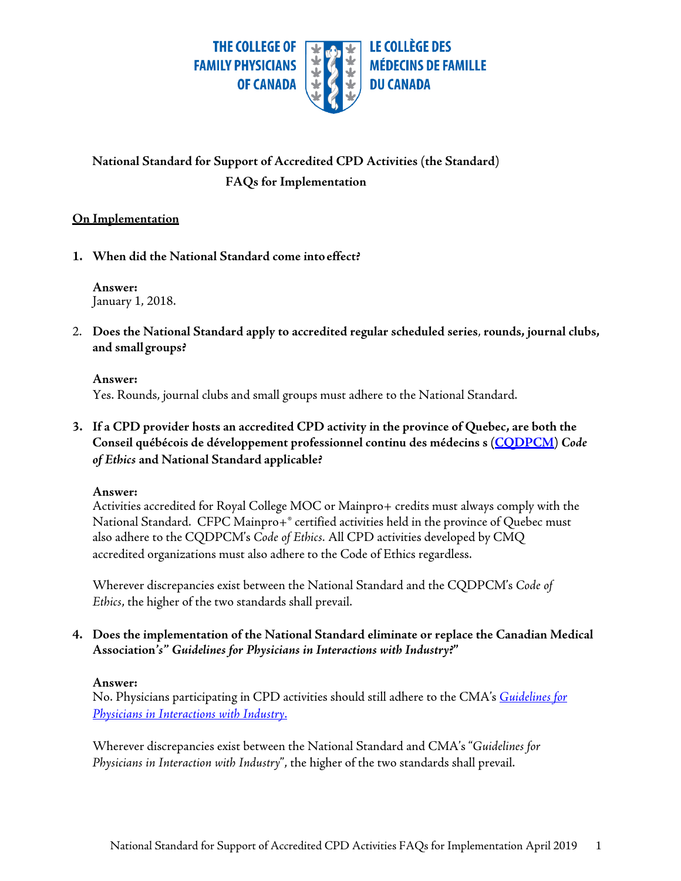THE COLLEGE OF FAMILY PHYSICIANS OF CANADA | LE COLLÈGE DES MÉDECINS DE FAMILLE DU CANADA

**National Standard for Support of Accredited CPD Activities (the Standard)**
**FAQs for Implementation**

## On Implementation

1. **When did the National Standard come into effect?**

   **Answer:**
   January 1, 2018.

2. **Does the National Standard apply to accredited regular scheduled series, rounds, journal clubs, and small groups?**

   **Answer:**
   Yes. Rounds, journal clubs and small groups must adhere to the National Standard.

3. **If a CPD provider hosts an accredited CPD activity in the province of Quebec, are both the Conseil québécois de développement professionnel continu des médecins s (CQDPCM) *Code of Ethics* and National Standard applicable?**

   **Answer:**
   Activities accredited for Royal College MOC or Mainpro+ credits must always comply with the National Standard. CFPC Mainpro+® certified activities held in the province of Quebec must also adhere to the CQDPCM's *Code of Ethics*. All CPD activities developed by CMQ accredited organizations must also adhere to the Code of Ethics regardless.

   Wherever discrepancies exist between the National Standard and the CQDPCM's *Code of Ethics*, the higher of the two standards shall prevail.

4. **Does the implementation of the National Standard eliminate or replace the Canadian Medical Association's" *Guidelines for Physicians in Interactions with Industry?*"**

   **Answer:**
   No. Physicians participating in CPD activities should still adhere to the CMA's *Guidelines for Physicians in Interactions with Industry*.

   Wherever discrepancies exist between the National Standard and CMA's "*Guidelines for Physicians in Interaction with Industry*", the higher of the two standards shall prevail.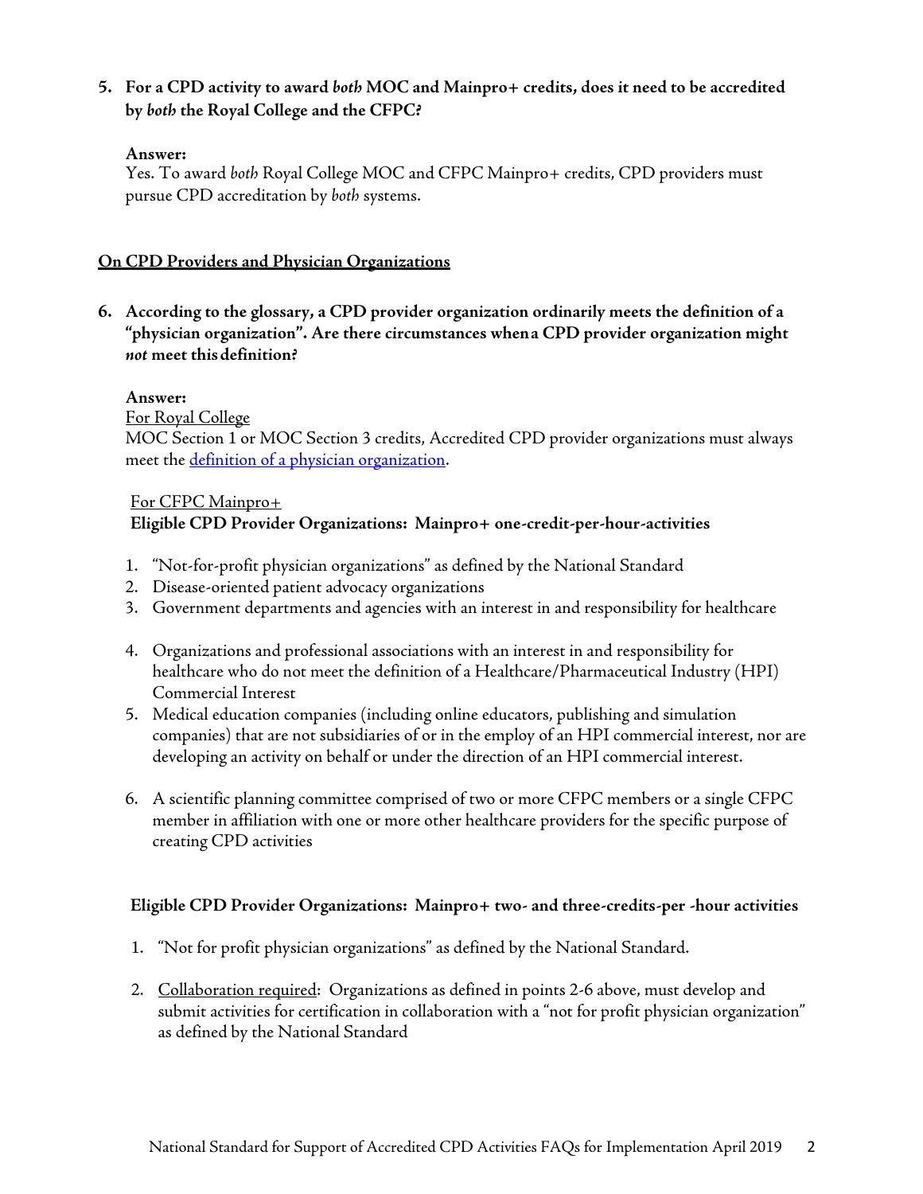5. **For a CPD activity to award *both* MOC and Mainpro+ credits, does it need to be accredited by *both* the Royal College and the CFPC?**

   **Answer:**
   Yes. To award *both* Royal College MOC and CFPC Mainpro+ credits, CPD providers must pursue CPD accreditation by *both* systems.

## On CPD Providers and Physician Organizations

6. **According to the glossary, a CPD provider organization ordinarily meets the definition of a "physician organization". Are there circumstances when a CPD provider organization might *not* meet this definition?**

   **Answer:**
   For Royal College
   MOC Section 1 or MOC Section 3 credits, Accredited CPD provider organizations must always meet the [definition of a physician organization](definition of a physician organization).

   For CFPC Mainpro+
   **Eligible CPD Provider Organizations: Mainpro+ one-credit-per-hour-activities**

   1. "Not-for-profit physician organizations" as defined by the National Standard
   2. Disease-oriented patient advocacy organizations
   3. Government departments and agencies with an interest in and responsibility for healthcare
   4. Organizations and professional associations with an interest in and responsibility for healthcare who do not meet the definition of a Healthcare/Pharmaceutical Industry (HPI) Commercial Interest
   5. Medical education companies (including online educators, publishing and simulation companies) that are not subsidiaries of or in the employ of an HPI commercial interest, nor are developing an activity on behalf or under the direction of an HPI commercial interest.
   6. A scientific planning committee comprised of two or more CFPC members or a single CFPC member in affiliation with one or more other healthcare providers for the specific purpose of creating CPD activities

   **Eligible CPD Provider Organizations: Mainpro+ two- and three-credits-per -hour activities**

   1. "Not for profit physician organizations" as defined by the National Standard.
   2. Collaboration required: Organizations as defined in points 2-6 above, must develop and submit activities for certification in collaboration with a "not for profit physician organization" as defined by the National Standard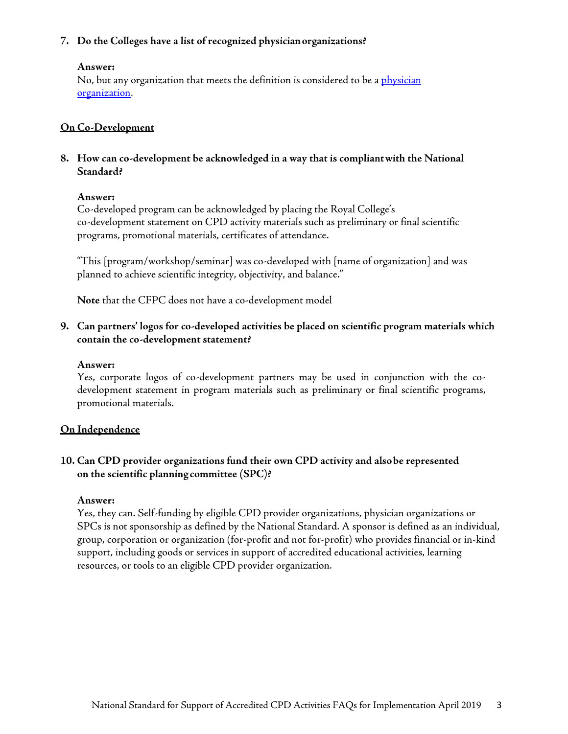**7. Do the Colleges have a list of recognized physician organizations?**

**Answer:**
No, but any organization that meets the definition is considered to be a [physician organization](#).

## On Co-Development

**8. How can co-development be acknowledged in a way that is compliant with the National Standard?**

**Answer:**
Co-developed program can be acknowledged by placing the Royal College's co-development statement on CPD activity materials such as preliminary or final scientific programs, promotional materials, certificates of attendance.

"This [program/workshop/seminar] was co-developed with [name of organization] and was planned to achieve scientific integrity, objectivity, and balance."

**Note** that the CFPC does not have a co-development model

**9. Can partners' logos for co-developed activities be placed on scientific program materials which contain the co-development statement?**

**Answer:**
Yes, corporate logos of co-development partners may be used in conjunction with the co-development statement in program materials such as preliminary or final scientific programs, promotional materials.

## On Independence

**10. Can CPD provider organizations fund their own CPD activity and also be represented on the scientific planning committee (SPC)?**

**Answer:**
Yes, they can. Self-funding by eligible CPD provider organizations, physician organizations or SPCs is not sponsorship as defined by the National Standard. A sponsor is defined as an individual, group, corporation or organization (for-profit and not for-profit) who provides financial or in-kind support, including goods or services in support of accredited educational activities, learning resources, or tools to an eligible CPD provider organization.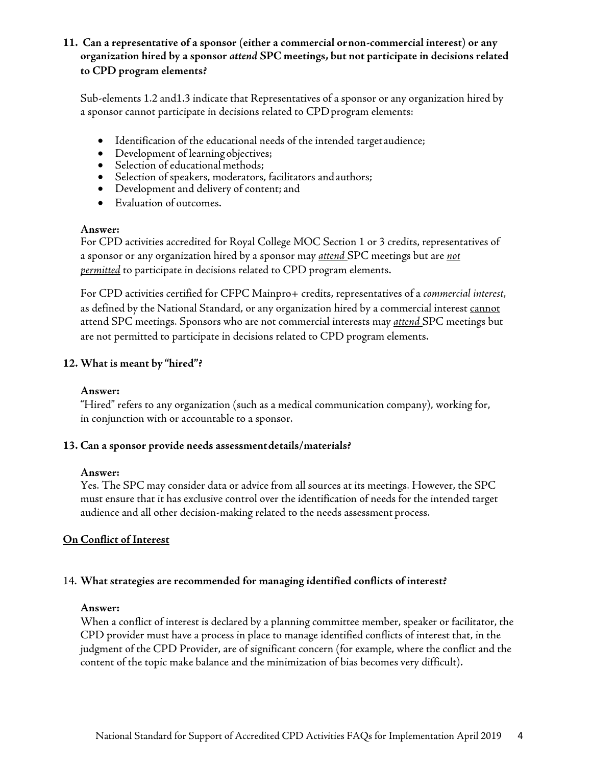**11. Can a representative of a sponsor (either a commercial or non-commercial interest) or any organization hired by a sponsor *attend* SPC meetings, but not participate in decisions related to CPD program elements?**

Sub-elements 1.2 and1.3 indicate that Representatives of a sponsor or any organization hired by a sponsor cannot participate in decisions related to CPD program elements:

- Identification of the educational needs of the intended target audience;
- Development of learning objectives;
- Selection of educational methods;
- Selection of speakers, moderators, facilitators and authors;
- Development and delivery of content; and
- Evaluation of outcomes.

**Answer:**
For CPD activities accredited for Royal College MOC Section 1 or 3 credits, representatives of a sponsor or any organization hired by a sponsor may <u>*attend*</u> SPC meetings but are <u>*not permitted*</u> to participate in decisions related to CPD program elements.

For CPD activities certified for CFPC Mainpro+ credits, representatives of a *commercial interest*, as defined by the National Standard, or any organization hired by a commercial interest <u>cannot</u> attend SPC meetings. Sponsors who are not commercial interests may <u>*attend*</u> SPC meetings but are not permitted to participate in decisions related to CPD program elements.

**12. What is meant by "hired"?**

**Answer:**
"Hired" refers to any organization (such as a medical communication company), working for, in conjunction with or accountable to a sponsor.

**13. Can a sponsor provide needs assessment details/materials?**

**Answer:**
Yes. The SPC may consider data or advice from all sources at its meetings. However, the SPC must ensure that it has exclusive control over the identification of needs for the intended target audience and all other decision-making related to the needs assessment process.

**<u>On Conflict of Interest</u>**

14. **What strategies are recommended for managing identified conflicts of interest?**

**Answer:**
When a conflict of interest is declared by a planning committee member, speaker or facilitator, the CPD provider must have a process in place to manage identified conflicts of interest that, in the judgment of the CPD Provider, are of significant concern (for example, where the conflict and the content of the topic make balance and the minimization of bias becomes very difficult).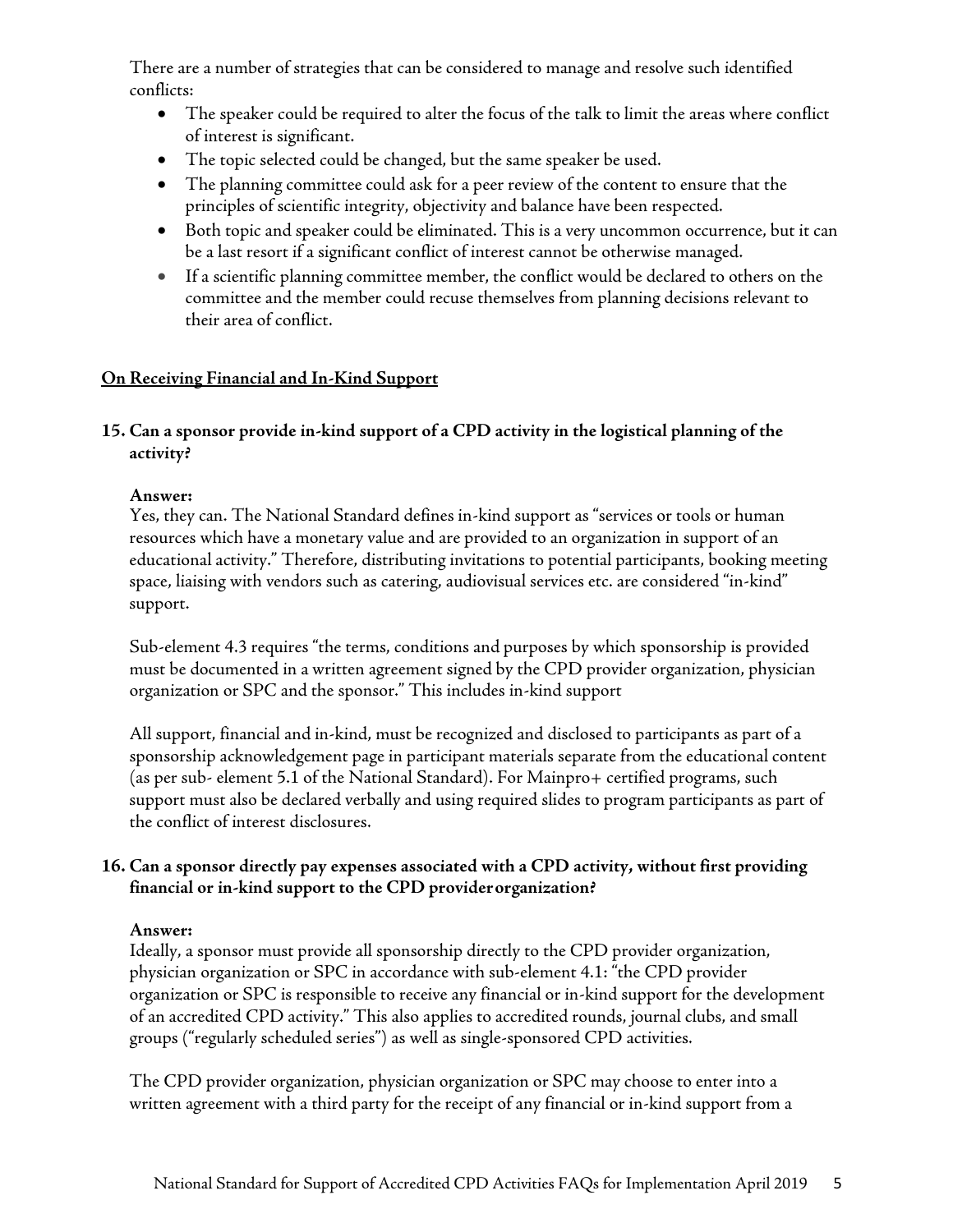There are a number of strategies that can be considered to manage and resolve such identified conflicts:

- The speaker could be required to alter the focus of the talk to limit the areas where conflict of interest is significant.
- The topic selected could be changed, but the same speaker be used.
- The planning committee could ask for a peer review of the content to ensure that the principles of scientific integrity, objectivity and balance have been respected.
- Both topic and speaker could be eliminated. This is a very uncommon occurrence, but it can be a last resort if a significant conflict of interest cannot be otherwise managed.
- If a scientific planning committee member, the conflict would be declared to others on the committee and the member could recuse themselves from planning decisions relevant to their area of conflict.

## On Receiving Financial and In-Kind Support

### 15. Can a sponsor provide in-kind support of a CPD activity in the logistical planning of the activity?

**Answer:**

Yes, they can. The National Standard defines in-kind support as "services or tools or human resources which have a monetary value and are provided to an organization in support of an educational activity." Therefore, distributing invitations to potential participants, booking meeting space, liaising with vendors such as catering, audiovisual services etc. are considered "in-kind" support.

Sub-element 4.3 requires "the terms, conditions and purposes by which sponsorship is provided must be documented in a written agreement signed by the CPD provider organization, physician organization or SPC and the sponsor." This includes in-kind support

All support, financial and in-kind, must be recognized and disclosed to participants as part of a sponsorship acknowledgement page in participant materials separate from the educational content (as per sub- element 5.1 of the National Standard). For Mainpro+ certified programs, such support must also be declared verbally and using required slides to program participants as part of the conflict of interest disclosures.

### 16. Can a sponsor directly pay expenses associated with a CPD activity, without first providing financial or in-kind support to the CPD provider organization?

**Answer:**

Ideally, a sponsor must provide all sponsorship directly to the CPD provider organization, physician organization or SPC in accordance with sub-element 4.1: "the CPD provider organization or SPC is responsible to receive any financial or in-kind support for the development of an accredited CPD activity." This also applies to accredited rounds, journal clubs, and small groups ("regularly scheduled series") as well as single-sponsored CPD activities.

The CPD provider organization, physician organization or SPC may choose to enter into a written agreement with a third party for the receipt of any financial or in-kind support from a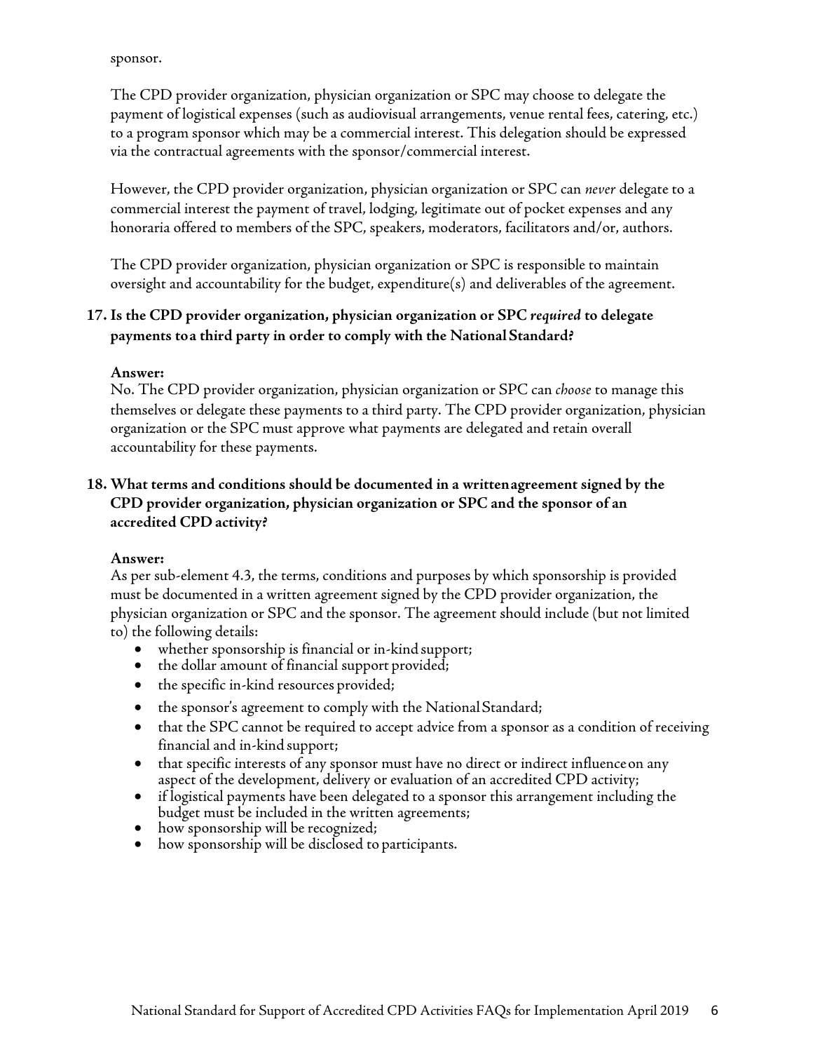sponsor.

The CPD provider organization, physician organization or SPC may choose to delegate the payment of logistical expenses (such as audiovisual arrangements, venue rental fees, catering, etc.) to a program sponsor which may be a commercial interest. This delegation should be expressed via the contractual agreements with the sponsor/commercial interest.

However, the CPD provider organization, physician organization or SPC can *never* delegate to a commercial interest the payment of travel, lodging, legitimate out of pocket expenses and any honoraria offered to members of the SPC, speakers, moderators, facilitators and/or, authors.

The CPD provider organization, physician organization or SPC is responsible to maintain oversight and accountability for the budget, expenditure(s) and deliverables of the agreement.

**17. Is the CPD provider organization, physician organization or SPC *required* to delegate payments to a third party in order to comply with the National Standard?**

**Answer:**
No. The CPD provider organization, physician organization or SPC can *choose* to manage this themselves or delegate these payments to a third party. The CPD provider organization, physician organization or the SPC must approve what payments are delegated and retain overall accountability for these payments.

**18. What terms and conditions should be documented in a written agreement signed by the CPD provider organization, physician organization or SPC and the sponsor of an accredited CPD activity?**

**Answer:**
As per sub-element 4.3, the terms, conditions and purposes by which sponsorship is provided must be documented in a written agreement signed by the CPD provider organization, the physician organization or SPC and the sponsor. The agreement should include (but not limited to) the following details:

- whether sponsorship is financial or in-kind support;
- the dollar amount of financial support provided;
- the specific in-kind resources provided;
- the sponsor's agreement to comply with the National Standard;
- that the SPC cannot be required to accept advice from a sponsor as a condition of receiving financial and in-kind support;
- that specific interests of any sponsor must have no direct or indirect influence on any aspect of the development, delivery or evaluation of an accredited CPD activity;
- if logistical payments have been delegated to a sponsor this arrangement including the budget must be included in the written agreements;
- how sponsorship will be recognized;
- how sponsorship will be disclosed to participants.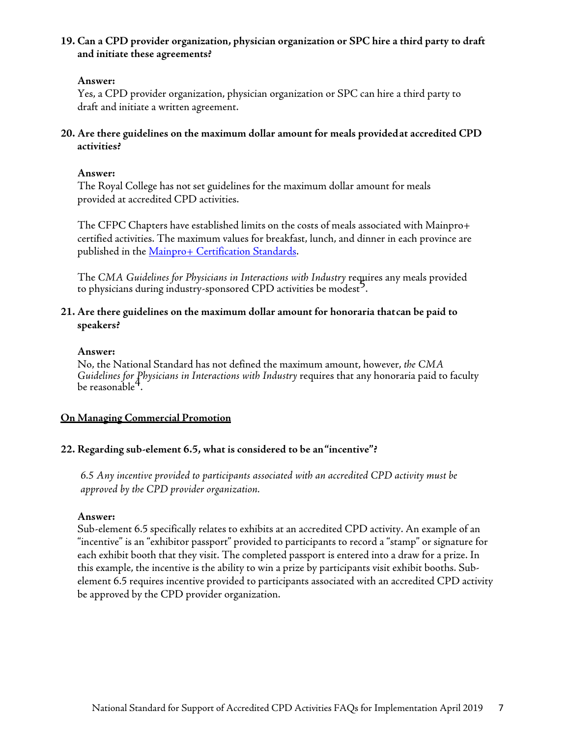**19. Can a CPD provider organization, physician organization or SPC hire a third party to draft and initiate these agreements?**

**Answer:**
Yes, a CPD provider organization, physician organization or SPC can hire a third party to draft and initiate a written agreement.

**20. Are there guidelines on the maximum dollar amount for meals provided at accredited CPD activities?**

**Answer:**
The Royal College has not set guidelines for the maximum dollar amount for meals provided at accredited CPD activities.

The CFPC Chapters have established limits on the costs of meals associated with Mainpro+ certified activities. The maximum values for breakfast, lunch, and dinner in each province are published in the [Mainpro+ Certification Standards](Mainpro+ Certification Standards).

The *CMA Guidelines for Physicians in Interactions with Industry* requires any meals provided to physicians during industry-sponsored CPD activities be modest[5].

**21. Are there guidelines on the maximum dollar amount for honoraria that can be paid to speakers?**

**Answer:**
No, the National Standard has not defined the maximum amount, however, *the CMA Guidelines for Physicians in Interactions with Industry* requires that any honoraria paid to faculty be reasonable[4].

**On Managing Commercial Promotion**

**22. Regarding sub-element 6.5, what is considered to be an "incentive"?**

*6.5 Any incentive provided to participants associated with an accredited CPD activity must be approved by the CPD provider organization.*

**Answer:**
Sub-element 6.5 specifically relates to exhibits at an accredited CPD activity. An example of an "incentive" is an "exhibitor passport" provided to participants to record a "stamp" or signature for each exhibit booth that they visit. The completed passport is entered into a draw for a prize. In this example, the incentive is the ability to win a prize by participants visit exhibit booths. Sub-element 6.5 requires incentive provided to participants associated with an accredited CPD activity be approved by the CPD provider organization.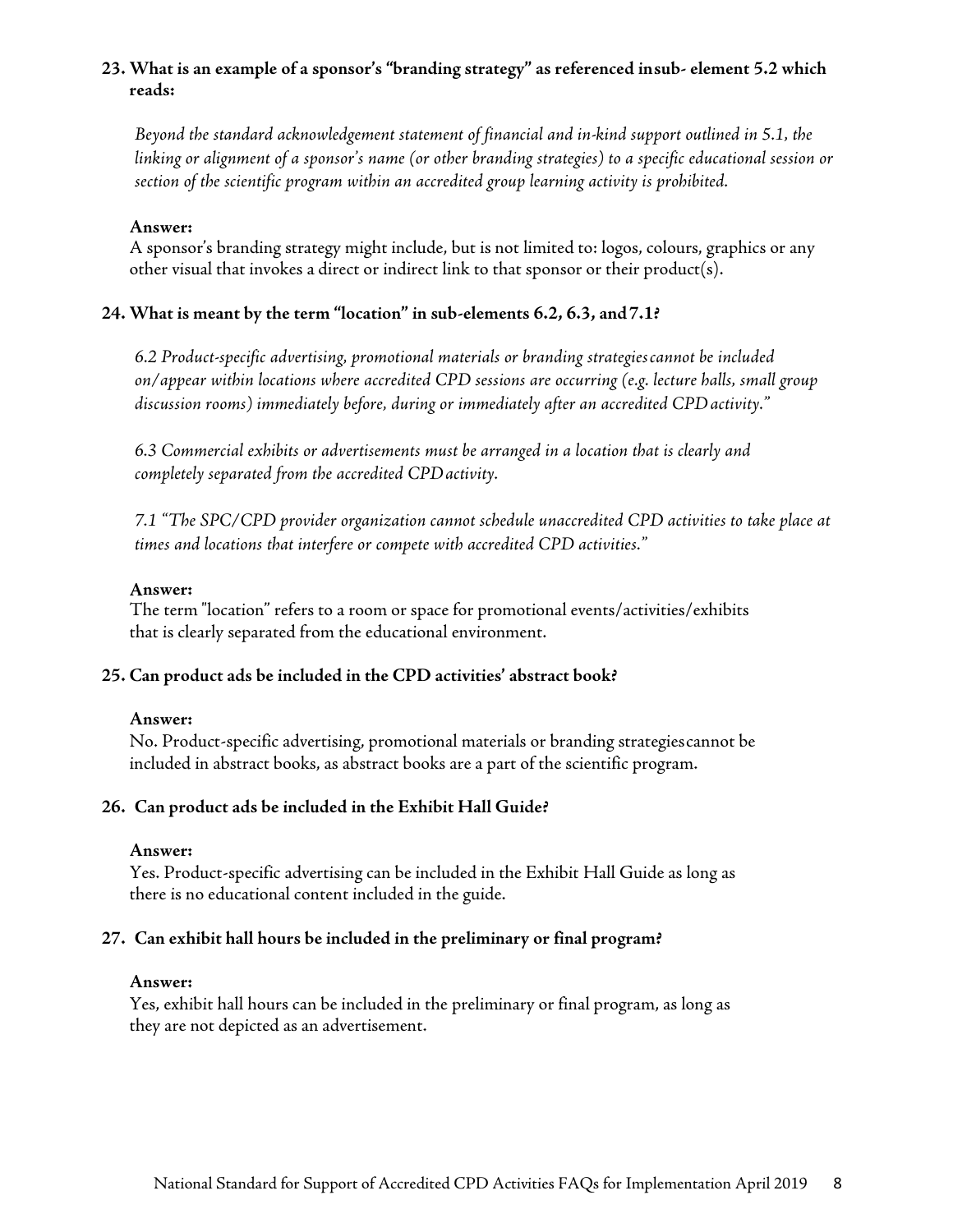**23. What is an example of a sponsor's "branding strategy" as referenced insub- element 5.2 which reads:**

*Beyond the standard acknowledgement statement of financial and in-kind support outlined in 5.1, the linking or alignment of a sponsor's name (or other branding strategies) to a specific educational session or section of the scientific program within an accredited group learning activity is prohibited.*

**Answer:**
A sponsor's branding strategy might include, but is not limited to: logos, colours, graphics or any other visual that invokes a direct or indirect link to that sponsor or their product(s).

**24. What is meant by the term "location" in sub-elements 6.2, 6.3, and 7.1?**

*6.2 Product-specific advertising, promotional materials or branding strategies cannot be included on/appear within locations where accredited CPD sessions are occurring (e.g. lecture halls, small group discussion rooms) immediately before, during or immediately after an accredited CPD activity."*

*6.3 Commercial exhibits or advertisements must be arranged in a location that is clearly and completely separated from the accredited CPD activity.*

*7.1 "The SPC/CPD provider organization cannot schedule unaccredited CPD activities to take place at times and locations that interfere or compete with accredited CPD activities."*

**Answer:**
The term "location" refers to a room or space for promotional events/activities/exhibits that is clearly separated from the educational environment.

**25. Can product ads be included in the CPD activities' abstract book?**

**Answer:**
No. Product-specific advertising, promotional materials or branding strategies cannot be included in abstract books, as abstract books are a part of the scientific program.

**26. Can product ads be included in the Exhibit Hall Guide?**

**Answer:**
Yes. Product-specific advertising can be included in the Exhibit Hall Guide as long as there is no educational content included in the guide.

**27. Can exhibit hall hours be included in the preliminary or final program?**

**Answer:**
Yes, exhibit hall hours can be included in the preliminary or final program, as long as they are not depicted as an advertisement.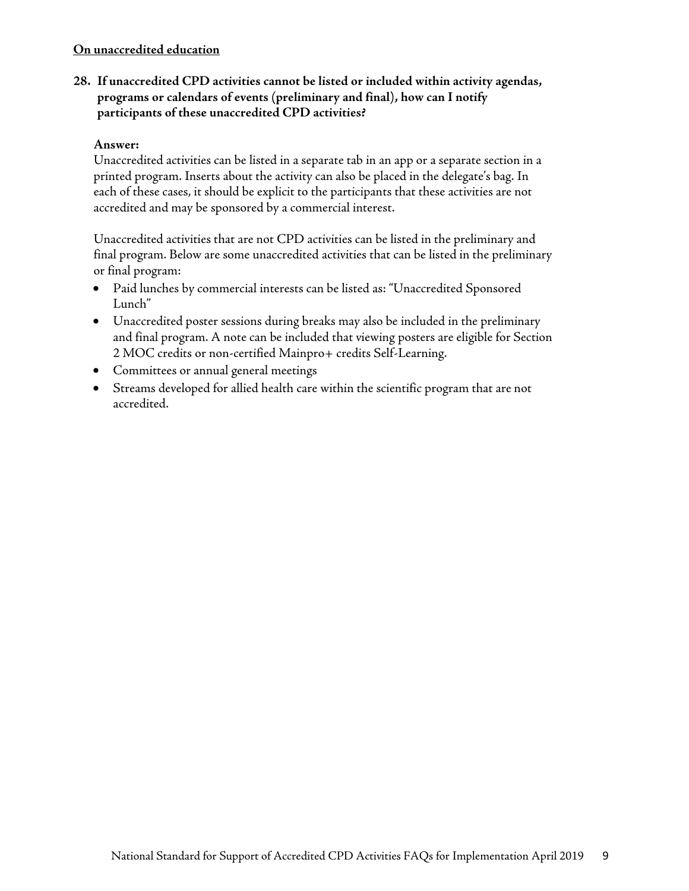**On unaccredited education**

**28. If unaccredited CPD activities cannot be listed or included within activity agendas, programs or calendars of events (preliminary and final), how can I notify participants of these unaccredited CPD activities?**

**Answer:**
Unaccredited activities can be listed in a separate tab in an app or a separate section in a printed program. Inserts about the activity can also be placed in the delegate's bag. In each of these cases, it should be explicit to the participants that these activities are not accredited and may be sponsored by a commercial interest.

Unaccredited activities that are not CPD activities can be listed in the preliminary and final program. Below are some unaccredited activities that can be listed in the preliminary or final program:

- Paid lunches by commercial interests can be listed as: "Unaccredited Sponsored Lunch"
- Unaccredited poster sessions during breaks may also be included in the preliminary and final program. A note can be included that viewing posters are eligible for Section 2 MOC credits or non-certified Mainpro+ credits Self-Learning.
- Committees or annual general meetings
- Streams developed for allied health care within the scientific program that are not accredited.